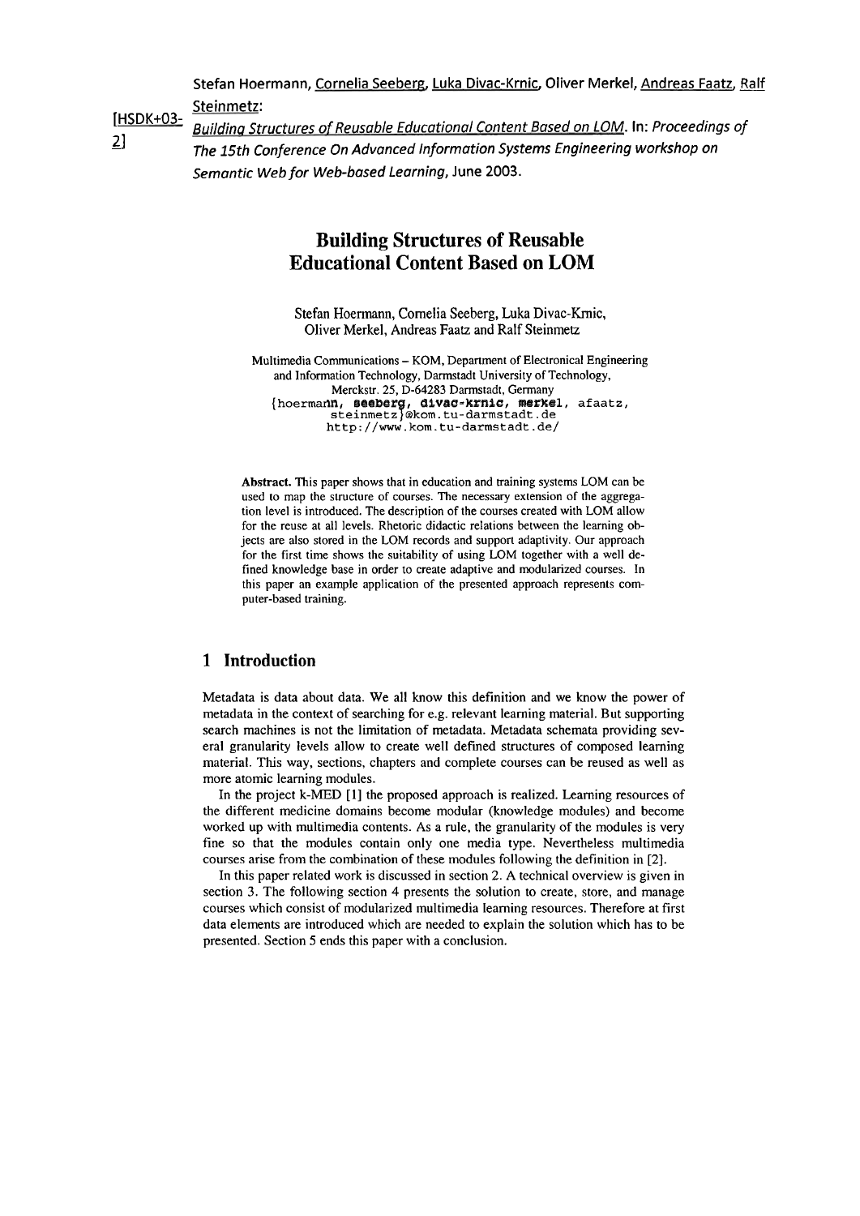[HSDK+03-2]

Stefan Hoermann, Cornelia Seeberg, Luka Divac-Krnic, Oliver Merkel, Andreas Faatz, Ralf Steinmetz:
*Building Structures of Reusable Educational Content Based on LOM*. In: *Proceedings of The 15th Conference On Advanced Information Systems Engineering workshop on Semantic Web for Web-based Learning*, June 2003.

# Building Structures of Reusable Educational Content Based on LOM

Stefan Hoermann, Cornelia Seeberg, Luka Divac-Krnic, Oliver Merkel, Andreas Faatz and Ralf Steinmetz

Multimedia Communications – KOM, Department of Electronical Engineering and Information Technology, Darmstadt University of Technology, Merckstr. 25, D-64283 Darmstadt, Germany
{hoermann, seeberg, divac-krnic, merkel, afaatz, steinmetz}@kom.tu-darmstadt.de
http://www.kom.tu-darmstadt.de/

**Abstract.** This paper shows that in education and training systems LOM can be used to map the structure of courses. The necessary extension of the aggregation level is introduced. The description of the courses created with LOM allow for the reuse at all levels. Rhetoric didactic relations between the learning objects are also stored in the LOM records and support adaptivity. Our approach for the first time shows the suitability of using LOM together with a well defined knowledge base in order to create adaptive and modularized courses. In this paper an example application of the presented approach represents computer-based training.

## 1 Introduction

Metadata is data about data. We all know this definition and we know the power of metadata in the context of searching for e.g. relevant learning material. But supporting search machines is not the limitation of metadata. Metadata schemata providing several granularity levels allow to create well defined structures of composed learning material. This way, sections, chapters and complete courses can be reused as well as more atomic learning modules.

In the project k-MED [1] the proposed approach is realized. Learning resources of the different medicine domains become modular (knowledge modules) and become worked up with multimedia contents. As a rule, the granularity of the modules is very fine so that the modules contain only one media type. Nevertheless multimedia courses arise from the combination of these modules following the definition in [2].

In this paper related work is discussed in section 2. A technical overview is given in section 3. The following section 4 presents the solution to create, store, and manage courses which consist of modularized multimedia learning resources. Therefore at first data elements are introduced which are needed to explain the solution which has to be presented. Section 5 ends this paper with a conclusion.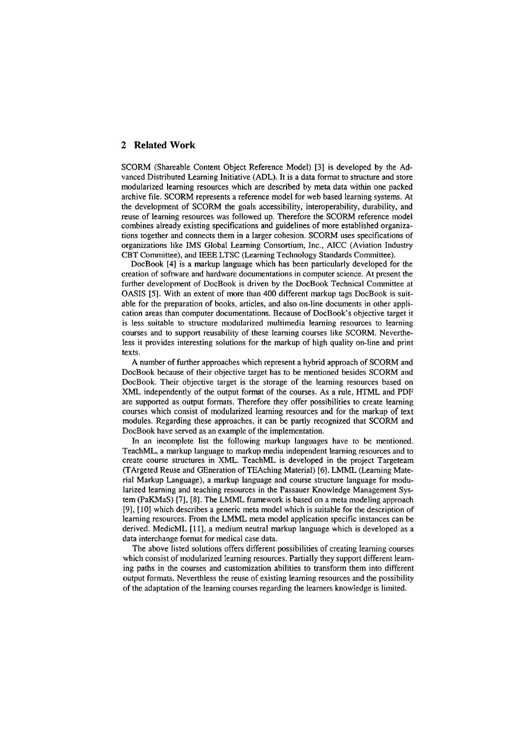## 2 Related Work

SCORM (Shareable Content Object Reference Model) [3] is developed by the Advanced Distributed Learning Initiative (ADL). It is a data format to structure and store modularized learning resources which are described by meta data within one packed archive file. SCORM represents a reference model for web based learning systems. At the development of SCORM the goals accessibility, interoperability, durability, and reuse of learning resources was followed up. Therefore the SCORM reference model combines already existing specifications and guidelines of more established organizations together and connects them in a larger cohesion. SCORM uses specifications of organizations like IMS Global Learning Consortium, Inc., AICC (Aviation Industry CBT Committee), and IEEE LTSC (Learning Technology Standards Committee).

DocBook [4] is a markup language which has been particularly developed for the creation of software and hardware documentations in computer science. At present the further development of DocBook is driven by the DocBook Technical Committee at OASIS [5]. With an extent of more than 400 different markup tags DocBook is suitable for the preparation of books, articles, and also on-line documents in other application areas than computer documentations. Because of DocBook's objective target it is less suitable to structure modularized multimedia learning resources to learning courses and to support reusability of these learning courses like SCORM. Nevertheless it provides interesting solutions for the markup of high quality on-line and print texts.

A number of further approaches which represent a hybrid approach of SCORM and DocBook because of their objective target has to be mentioned besides SCORM and DocBook. Their objective target is the storage of the learning resources based on XML independently of the output format of the courses. As a rule, HTML and PDF are supported as output formats. Therefore they offer possibilities to create learning courses which consist of modularized learning resources and for the markup of text modules. Regarding these approaches, it can be partly recognized that SCORM and DocBook have served as an example of the implementation.

In an incomplete list the following markup languages have to be mentioned. TeachML, a markup language to markup media independent learning resources and to create course structures in XML. TeachML is developed in the project Targeteam (TArgeted Reuse and GEneration of TEAching Material) [6]. LMML (Learning Material Markup Language), a markup language and course structure language for modularized learning and teaching resources in the Passauer Knowledge Management System (PaKMaS) [7], [8]. The LMML framework is based on a meta modeling approach [9], [10] which describes a generic meta model which is suitable for the description of learning resources. From the LMML meta model application specific instances can be derived. MedicML [11], a medium neutral markup language which is developed as a data interchange format for medical case data.

The above listed solutions offers different possibilities of creating learning courses which consist of modularized learning resources. Partially they support different learning paths in the courses and customization abilities to transform them into different output formats. Neverthless the reuse of existing learning resources and the possibility of the adaptation of the learning courses regarding the learners knowledge is limited.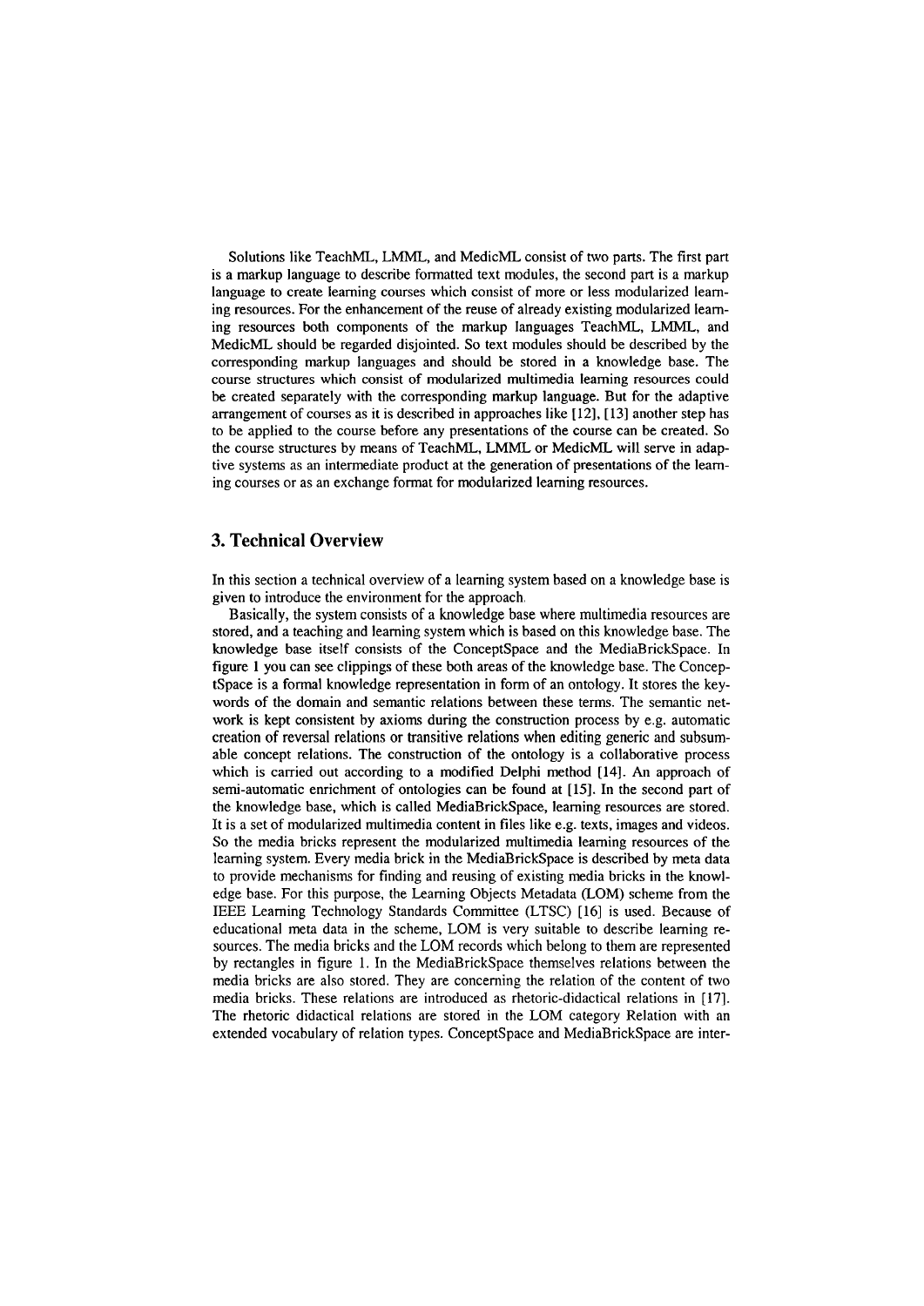Solutions like TeachML, LMML, and MedicML consist of two parts. The first part is a markup language to describe formatted text modules, the second part is a markup language to create learning courses which consist of more or less modularized learning resources. For the enhancement of the reuse of already existing modularized learning resources both components of the markup languages TeachML, LMML, and MedicML should be regarded disjointed. So text modules should be described by the corresponding markup languages and should be stored in a knowledge base. The course structures which consist of modularized multimedia learning resources could be created separately with the corresponding markup language. But for the adaptive arrangement of courses as it is described in approaches like [12], [13] another step has to be applied to the course before any presentations of the course can be created. So the course structures by means of TeachML, LMML or MedicML will serve in adaptive systems as an intermediate product at the generation of presentations of the learning courses or as an exchange format for modularized learning resources.

## 3. Technical Overview

In this section a technical overview of a learning system based on a knowledge base is given to introduce the environment for the approach.

Basically, the system consists of a knowledge base where multimedia resources are stored, and a teaching and learning system which is based on this knowledge base. The knowledge base itself consists of the ConceptSpace and the MediaBrickSpace. In figure 1 you can see clippings of these both areas of the knowledge base. The ConceptSpace is a formal knowledge representation in form of an ontology. It stores the keywords of the domain and semantic relations between these terms. The semantic network is kept consistent by axioms during the construction process by e.g. automatic creation of reversal relations or transitive relations when editing generic and subsumable concept relations. The construction of the ontology is a collaborative process which is carried out according to a modified Delphi method [14]. An approach of semi-automatic enrichment of ontologies can be found at [15]. In the second part of the knowledge base, which is called MediaBrickSpace, learning resources are stored. It is a set of modularized multimedia content in files like e.g. texts, images and videos. So the media bricks represent the modularized multimedia learning resources of the learning system. Every media brick in the MediaBrickSpace is described by meta data to provide mechanisms for finding and reusing of existing media bricks in the knowledge base. For this purpose, the Learning Objects Metadata (LOM) scheme from the IEEE Learning Technology Standards Committee (LTSC) [16] is used. Because of educational meta data in the scheme, LOM is very suitable to describe learning resources. The media bricks and the LOM records which belong to them are represented by rectangles in figure 1. In the MediaBrickSpace themselves relations between the media bricks are also stored. They are concerning the relation of the content of two media bricks. These relations are introduced as rhetoric-didactical relations in [17]. The rhetoric didactical relations are stored in the LOM category Relation with an extended vocabulary of relation types. ConceptSpace and MediaBrickSpace are inter-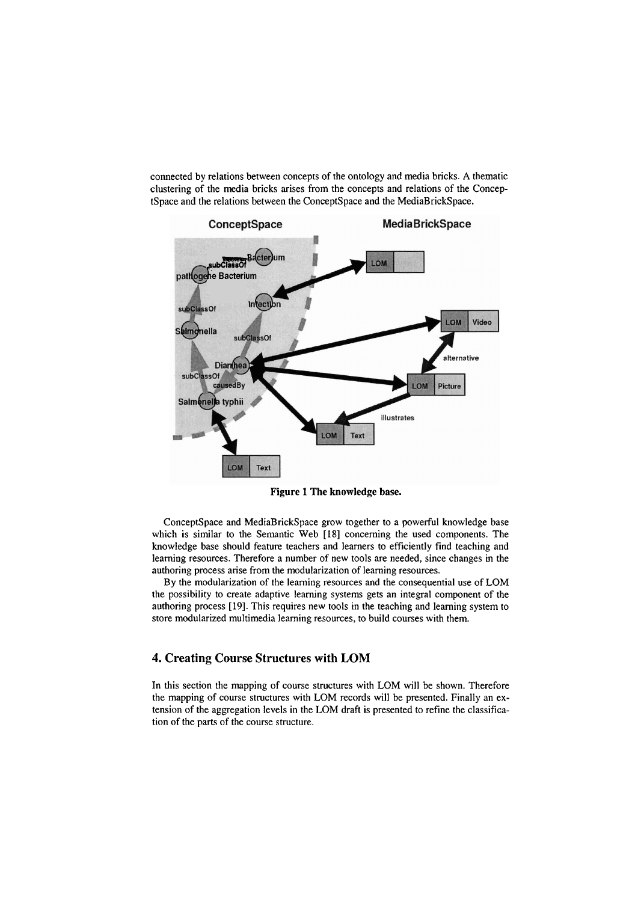connected by relations between concepts of the ontology and media bricks. A thematic clustering of the media bricks arises from the concepts and relations of the ConceptSpace and the relations between the ConceptSpace and the MediaBrickSpace.

**Figure 1 The knowledge base.**

ConceptSpace and MediaBrickSpace grow together to a powerful knowledge base which is similar to the Semantic Web [18] concerning the used components. The knowledge base should feature teachers and learners to efficiently find teaching and learning resources. Therefore a number of new tools are needed, since changes in the authoring process arise from the modularization of learning resources.

By the modularization of the learning resources and the consequential use of LOM the possibility to create adaptive learning systems gets an integral component of the authoring process [19]. This requires new tools in the teaching and learning system to store modularized multimedia learning resources, to build courses with them.

## 4. Creating Course Structures with LOM

In this section the mapping of course structures with LOM will be shown. Therefore the mapping of course structures with LOM records will be presented. Finally an extension of the aggregation levels in the LOM draft is presented to refine the classification of the parts of the course structure.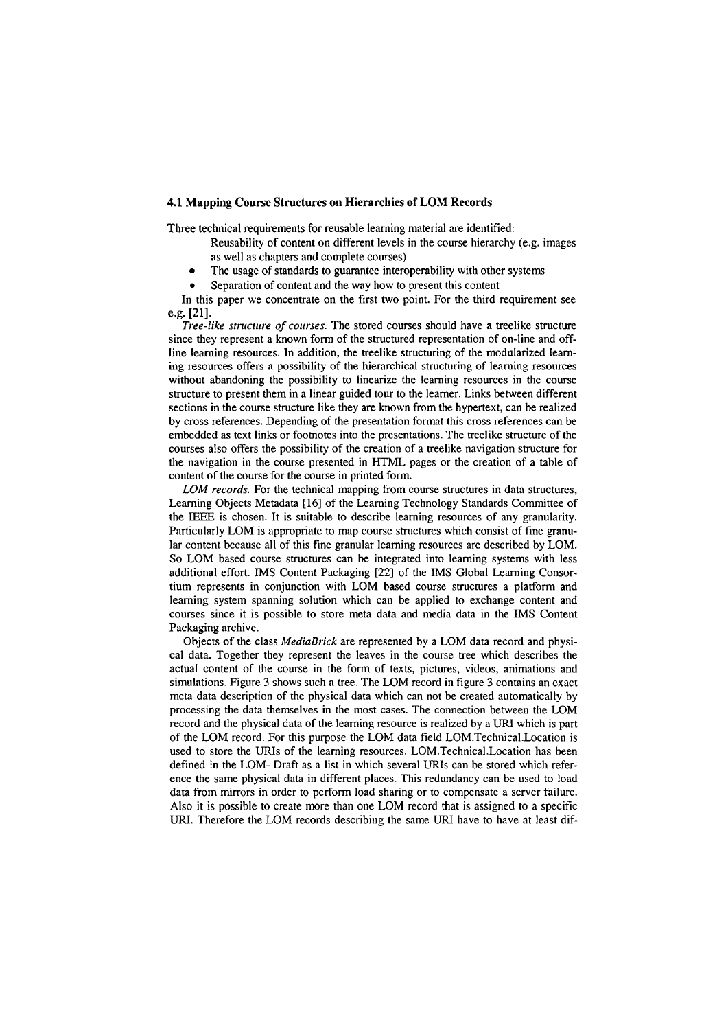### 4.1 Mapping Course Structures on Hierarchies of LOM Records

Three technical requirements for reusable learning material are identified:

- Reusability of content on different levels in the course hierarchy (e.g. images as well as chapters and complete courses)
- The usage of standards to guarantee interoperability with other systems
- Separation of content and the way how to present this content

In this paper we concentrate on the first two point. For the third requirement see e.g. [21].

*Tree-like structure of courses.* The stored courses should have a treelike structure since they represent a known form of the structured representation of on-line and off-line learning resources. In addition, the treelike structuring of the modularized learning resources offers a possibility of the hierarchical structuring of learning resources without abandoning the possibility to linearize the learning resources in the course structure to present them in a linear guided tour to the learner. Links between different sections in the course structure like they are known from the hypertext, can be realized by cross references. Depending of the presentation format this cross references can be embedded as text links or footnotes into the presentations. The treelike structure of the courses also offers the possibility of the creation of a treelike navigation structure for the navigation in the course presented in HTML pages or the creation of a table of content of the course for the course in printed form.

*LOM records.* For the technical mapping from course structures in data structures, Learning Objects Metadata [16] of the Learning Technology Standards Committee of the IEEE is chosen. It is suitable to describe learning resources of any granularity. Particularly LOM is appropriate to map course structures which consist of fine granular content because all of this fine granular learning resources are described by LOM. So LOM based course structures can be integrated into learning systems with less additional effort. IMS Content Packaging [22] of the IMS Global Learning Consortium represents in conjunction with LOM based course structures a platform and learning system spanning solution which can be applied to exchange content and courses since it is possible to store meta data and media data in the IMS Content Packaging archive.

Objects of the class *MediaBrick* are represented by a LOM data record and physical data. Together they represent the leaves in the course tree which describes the actual content of the course in the form of texts, pictures, videos, animations and simulations. Figure 3 shows such a tree. The LOM record in figure 3 contains an exact meta data description of the physical data which can not be created automatically by processing the data themselves in the most cases. The connection between the LOM record and the physical data of the learning resource is realized by a URI which is part of the LOM record. For this purpose the LOM data field LOM.Technical.Location is used to store the URIs of the learning resources. LOM.Technical.Location has been defined in the LOM- Draft as a list in which several URIs can be stored which reference the same physical data in different places. This redundancy can be used to load data from mirrors in order to perform load sharing or to compensate a server failure. Also it is possible to create more than one LOM record that is assigned to a specific URI. Therefore the LOM records describing the same URI have to have at least dif-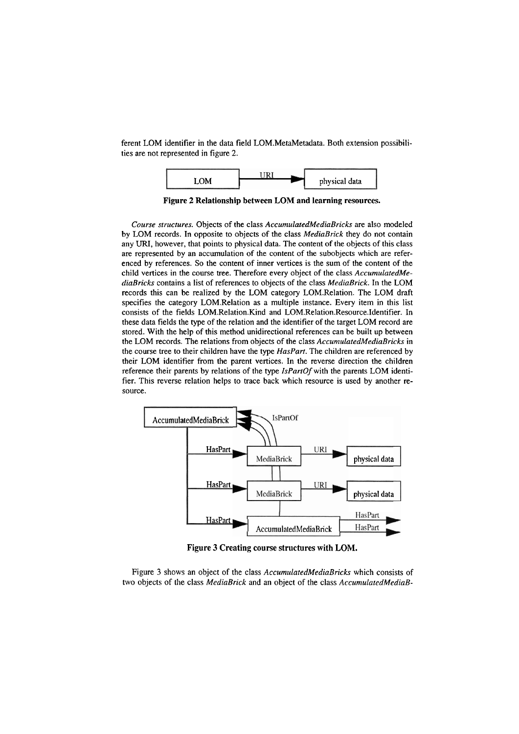ferent LOM identifier in the data field LOM.MetaMetadata. Both extension possibilities are not represented in figure 2.

**Figure 2 Relationship between LOM and learning resources.**

*Course structures.* Objects of the class *AccumulatedMediaBricks* are also modeled by LOM records. In opposite to objects of the class *MediaBrick* they do not contain any URI, however, that points to physical data. The content of the objects of this class are represented by an accumulation of the content of the subobjects which are referenced by references. So the content of inner vertices is the sum of the content of the child vertices in the course tree. Therefore every object of the class *AccumulatedMediaBricks* contains a list of references to objects of the class *MediaBrick*. In the LOM records this can be realized by the LOM category LOM.Relation. The LOM draft specifies the category LOM.Relation as a multiple instance. Every item in this list consists of the fields LOM.Relation.Kind and LOM.Relation.Resource.Identifier. In these data fields the type of the relation and the identifier of the target LOM record are stored. With the help of this method unidirectional references can be built up between the LOM records. The relations from objects of the class *AccumulatedMediaBricks* in the course tree to their children have the type *HasPart*. The children are referenced by their LOM identifier from the parent vertices. In the reverse direction the children reference their parents by relations of the type *IsPartOf* with the parents LOM identifier. This reverse relation helps to trace back which resource is used by another resource.

**Figure 3 Creating course structures with LOM.**

Figure 3 shows an object of the class *AccumulatedMediaBricks* which consists of two objects of the class *MediaBrick* and an object of the class *AccumulatedMediaB-*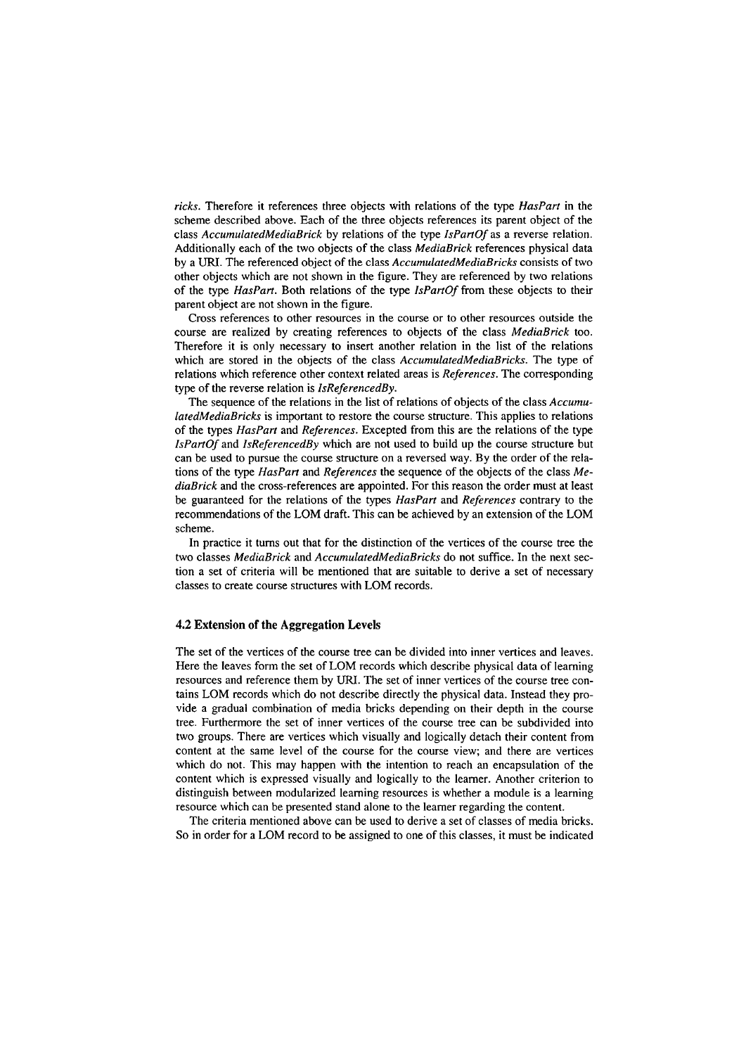*ricks*. Therefore it references three objects with relations of the type *HasPart* in the scheme described above. Each of the three objects references its parent object of the class *AccumulatedMediaBrick* by relations of the type *IsPartOf* as a reverse relation. Additionally each of the two objects of the class *MediaBrick* references physical data by a URI. The referenced object of the class *AccumulatedMediaBricks* consists of two other objects which are not shown in the figure. They are referenced by two relations of the type *HasPart*. Both relations of the type *IsPartOf* from these objects to their parent object are not shown in the figure.

Cross references to other resources in the course or to other resources outside the course are realized by creating references to objects of the class *MediaBrick* too. Therefore it is only necessary to insert another relation in the list of the relations which are stored in the objects of the class *AccumulatedMediaBricks*. The type of relations which reference other context related areas is *References*. The corresponding type of the reverse relation is *IsReferencedBy*.

The sequence of the relations in the list of relations of objects of the class *AccumulatedMediaBricks* is important to restore the course structure. This applies to relations of the types *HasPart* and *References*. Excepted from this are the relations of the type *IsPartOf* and *IsReferencedBy* which are not used to build up the course structure but can be used to pursue the course structure on a reversed way. By the order of the relations of the type *HasPart* and *References* the sequence of the objects of the class *MediaBrick* and the cross-references are appointed. For this reason the order must at least be guaranteed for the relations of the types *HasPart* and *References* contrary to the recommendations of the LOM draft. This can be achieved by an extension of the LOM scheme.

In practice it turns out that for the distinction of the vertices of the course tree the two classes *MediaBrick* and *AccumulatedMediaBricks* do not suffice. In the next section a set of criteria will be mentioned that are suitable to derive a set of necessary classes to create course structures with LOM records.

### 4.2 Extension of the Aggregation Levels

The set of the vertices of the course tree can be divided into inner vertices and leaves. Here the leaves form the set of LOM records which describe physical data of learning resources and reference them by URI. The set of inner vertices of the course tree contains LOM records which do not describe directly the physical data. Instead they provide a gradual combination of media bricks depending on their depth in the course tree. Furthermore the set of inner vertices of the course tree can be subdivided into two groups. There are vertices which visually and logically detach their content from content at the same level of the course for the course view; and there are vertices which do not. This may happen with the intention to reach an encapsulation of the content which is expressed visually and logically to the learner. Another criterion to distinguish between modularized learning resources is whether a module is a learning resource which can be presented stand alone to the learner regarding the content.

The criteria mentioned above can be used to derive a set of classes of media bricks. So in order for a LOM record to be assigned to one of this classes, it must be indicated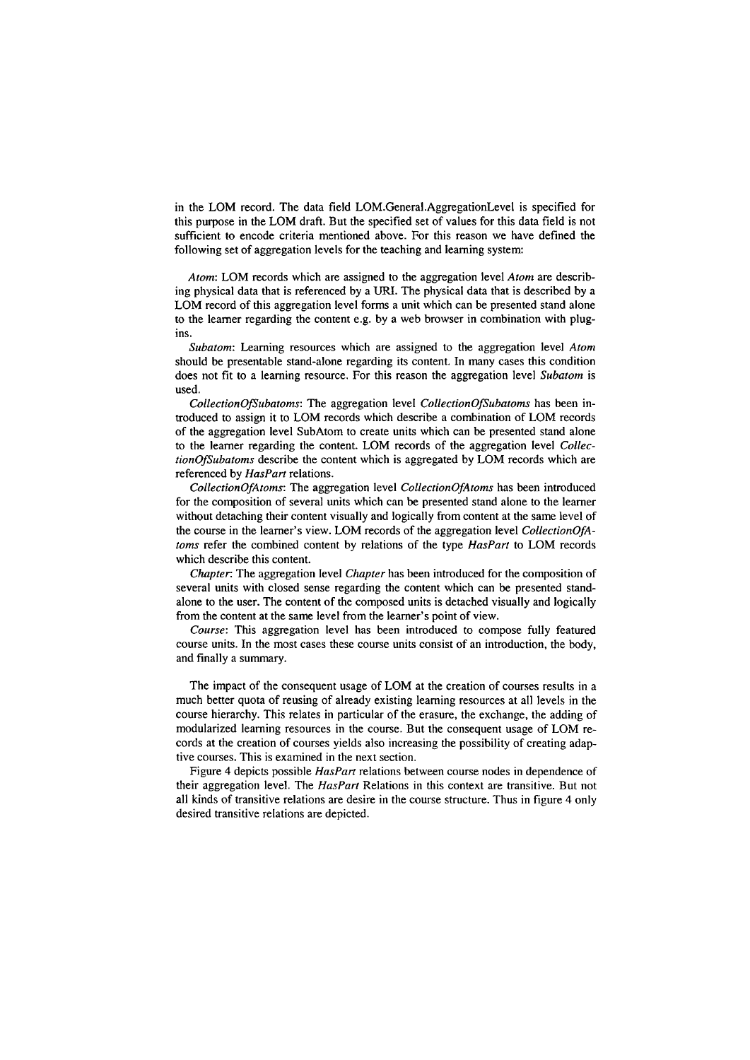in the LOM record. The data field LOM.General.AggregationLevel is specified for this purpose in the LOM draft. But the specified set of values for this data field is not sufficient to encode criteria mentioned above. For this reason we have defined the following set of aggregation levels for the teaching and learning system:

*Atom*: LOM records which are assigned to the aggregation level *Atom* are describing physical data that is referenced by a URI. The physical data that is described by a LOM record of this aggregation level forms a unit which can be presented stand alone to the learner regarding the content e.g. by a web browser in combination with plugins.

*Subatom*: Learning resources which are assigned to the aggregation level *Atom* should be presentable stand-alone regarding its content. In many cases this condition does not fit to a learning resource. For this reason the aggregation level *Subatom* is used.

*CollectionOfSubatoms*: The aggregation level *CollectionOfSubatoms* has been introduced to assign it to LOM records which describe a combination of LOM records of the aggregation level SubAtom to create units which can be presented stand alone to the learner regarding the content. LOM records of the aggregation level *CollectionOfSubatoms* describe the content which is aggregated by LOM records which are referenced by *HasPart* relations.

*CollectionOfAtoms*: The aggregation level *CollectionOfAtoms* has been introduced for the composition of several units which can be presented stand alone to the learner without detaching their content visually and logically from content at the same level of the course in the learner's view. LOM records of the aggregation level *CollectionOfAtoms* refer the combined content by relations of the type *HasPart* to LOM records which describe this content.

*Chapter*: The aggregation level *Chapter* has been introduced for the composition of several units with closed sense regarding the content which can be presented stand-alone to the user. The content of the composed units is detached visually and logically from the content at the same level from the learner's point of view.

*Course*: This aggregation level has been introduced to compose fully featured course units. In the most cases these course units consist of an introduction, the body, and finally a summary.

The impact of the consequent usage of LOM at the creation of courses results in a much better quota of reusing of already existing learning resources at all levels in the course hierarchy. This relates in particular of the erasure, the exchange, the adding of modularized learning resources in the course. But the consequent usage of LOM records at the creation of courses yields also increasing the possibility of creating adaptive courses. This is examined in the next section.

Figure 4 depicts possible *HasPart* relations between course nodes in dependence of their aggregation level. The *HasPart* Relations in this context are transitive. But not all kinds of transitive relations are desire in the course structure. Thus in figure 4 only desired transitive relations are depicted.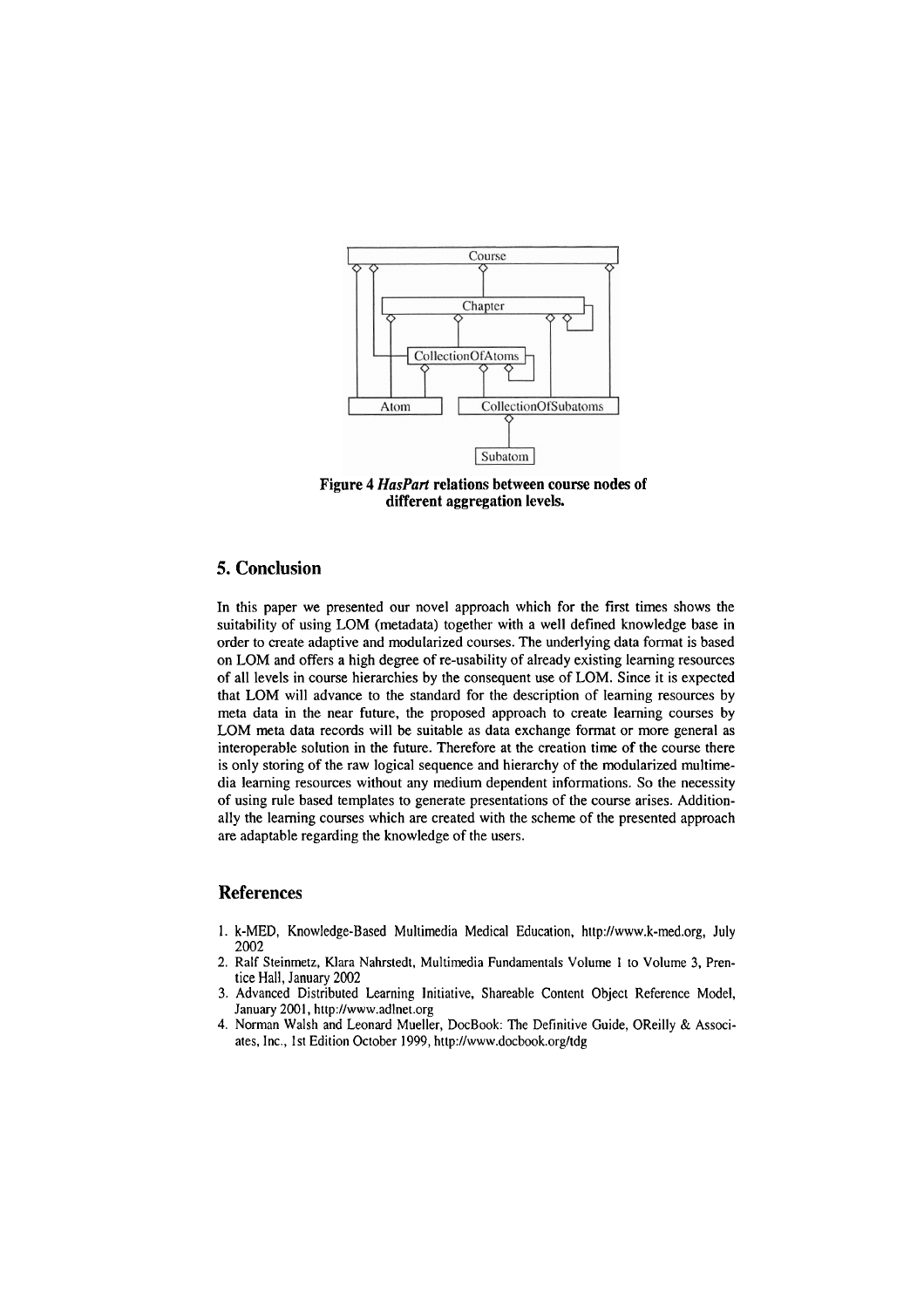**Figure 4** ***HasPart*** **relations between course nodes of different aggregation levels.**

## 5. Conclusion

In this paper we presented our novel approach which for the first times shows the suitability of using LOM (metadata) together with a well defined knowledge base in order to create adaptive and modularized courses. The underlying data format is based on LOM and offers a high degree of re-usability of already existing learning resources of all levels in course hierarchies by the consequent use of LOM. Since it is expected that LOM will advance to the standard for the description of learning resources by meta data in the near future, the proposed approach to create learning courses by LOM meta data records will be suitable as data exchange format or more general as interoperable solution in the future. Therefore at the creation time of the course there is only storing of the raw logical sequence and hierarchy of the modularized multimedia learning resources without any medium dependent informations. So the necessity of using rule based templates to generate presentations of the course arises. Additionally the learning courses which are created with the scheme of the presented approach are adaptable regarding the knowledge of the users.

## References

1. k-MED, Knowledge-Based Multimedia Medical Education, http://www.k-med.org, July 2002
2. Ralf Steinmetz, Klara Nahrstedt, Multimedia Fundamentals Volume 1 to Volume 3, Prentice Hall, January 2002
3. Advanced Distributed Learning Initiative, Shareable Content Object Reference Model, January 2001, http://www.adlnet.org
4. Norman Walsh and Leonard Mueller, DocBook: The Definitive Guide, OReilly & Associates, Inc., 1st Edition October 1999, http://www.docbook.org/tdg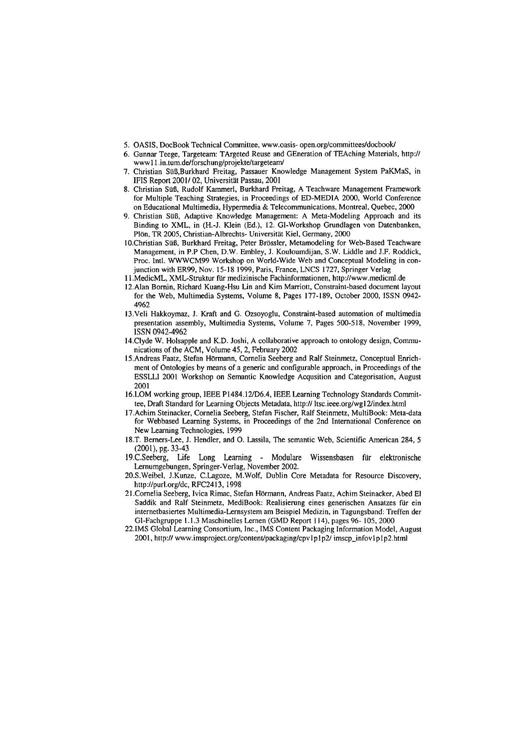5. OASIS, DocBook Technical Committee, www.oasis- open.org/committees/docbook/
6. Gunnar Teege, Targeteam: TArgeted Reuse and GEneration of TEAching Materials, http:// www11.in.tum.de/forschung/projekte/targeteam/
7. Christian Süß,Burkhard Freitag, Passauer Knowledge Management System PaKMaS, in IFIS Report 2001/ 02, Universität Passau, 2001
8. Christian Süß, Rudolf Kammerl, Burkhard Freitag, A Teachware Management Framework for Multiple Teaching Strategies, in Proceedings of ED-MEDIA 2000, World Conference on Educational Multimedia, Hypermedia & Telecommunications, Montreal, Quebec, 2000
9. Christian Süß, Adaptive Knowledge Management: A Meta-Modeling Approach and its Binding to XML, in (H.-J. Klein (Ed.), 12. GI-Workshop Grundlagen von Datenbanken, Plön, TR 2005, Christian-Albrechts- Universität Kiel, Germany, 2000
10. Christian Süß, Burkhard Freitag, Peter Brössler, Metamodeling for Web-Based Teachware Management, in P.P Chen, D.W. Embley, J. Kouloumdijan, S.W. Liddle and J.F. Roddick, Proc. Intl. WWWCM99 Workshop on World-Wide Web and Conceptual Modeling in conjunction with ER99, Nov. 15-18 1999, Paris, France, LNCS 1727, Springer Verlag
11. MedicML, XML-Struktur für medizinische Fachinformationen, http://www.medicml.de
12. Alan Bornin, Richard Kuang-Hsu Lin and Kim Marriott, Constraint-based document layout for the Web, Multimedia Systems, Volume 8, Pages 177-189, October 2000, ISSN 0942-4962
13. Veli Hakkoymaz, J. Kraft and G. Ozsoyoglu, Constraint-based automation of multimedia presentation assembly, Multimedia Systems, Volume 7, Pages 500-518, November 1999, ISSN 0942-4962
14. Clyde W. Holsapple and K.D. Joshi, A collaborative approach to ontology design, Communications of the ACM, Volume 45, 2, February 2002
15. Andreas Faatz, Stefan Hörmann, Cornelia Seeberg and Ralf Steinmetz, Conceptual Enrichment of Ontologies by means of a generic and configurable approach, in Proceedings of the ESSLLI 2001 Workshop on Semantic Knowledge Acqusition and Categorisation, August 2001
16. LOM working group, IEEE P1484.12/D6.4, IEEE Learning Technology Standards Committee, Draft Standard for Learning Objects Metadata, http:// ltsc.ieee.org/wg12/index.html
17. Achim Steinacker, Cornelia Seeberg, Stefan Fischer, Ralf Steinmetz, MultiBook: Meta-data for Webbased Learning Systems, in Proceedings of the 2nd International Conference on New Learning Technologies, 1999
18. T. Berners-Lee, J. Hendler, and O. Lassila, The semantic Web, Scientific American 284, 5 (2001), pg. 33-43
19. C.Seeberg, Life Long Learning - Modulare Wissensbasen für elektronische Lernumgebungen, Springer-Verlag, November 2002.
20. S.Weibel, J.Kunze, C.Lagoze, M.Wolf, Dublin Core Metadata for Resource Discovery, http://purl.org/dc, RFC2413, 1998
21. Cornelia Seeberg, Ivica Rimac, Stefan Hörmann, Andreas Faatz, Achim Steinacker, Abed El Saddik and Ralf Steinmetz, MediBook: Realisierung eines generischen Ansatzes für ein internetbasiertes Multimedia-Lernsystem am Beispiel Medizin, in Tagungsband: Treffen der GI-Fachgruppe 1.1.3 Maschinelles Lernen (GMD Report 114), pages 96- 105, 2000
22. IMS Global Learning Consortium, Inc., IMS Content Packaging Information Model, August 2001, http:// www.imsproject.org/content/packaging/cpv1p1p2/ imscp_infov1p1p2.html